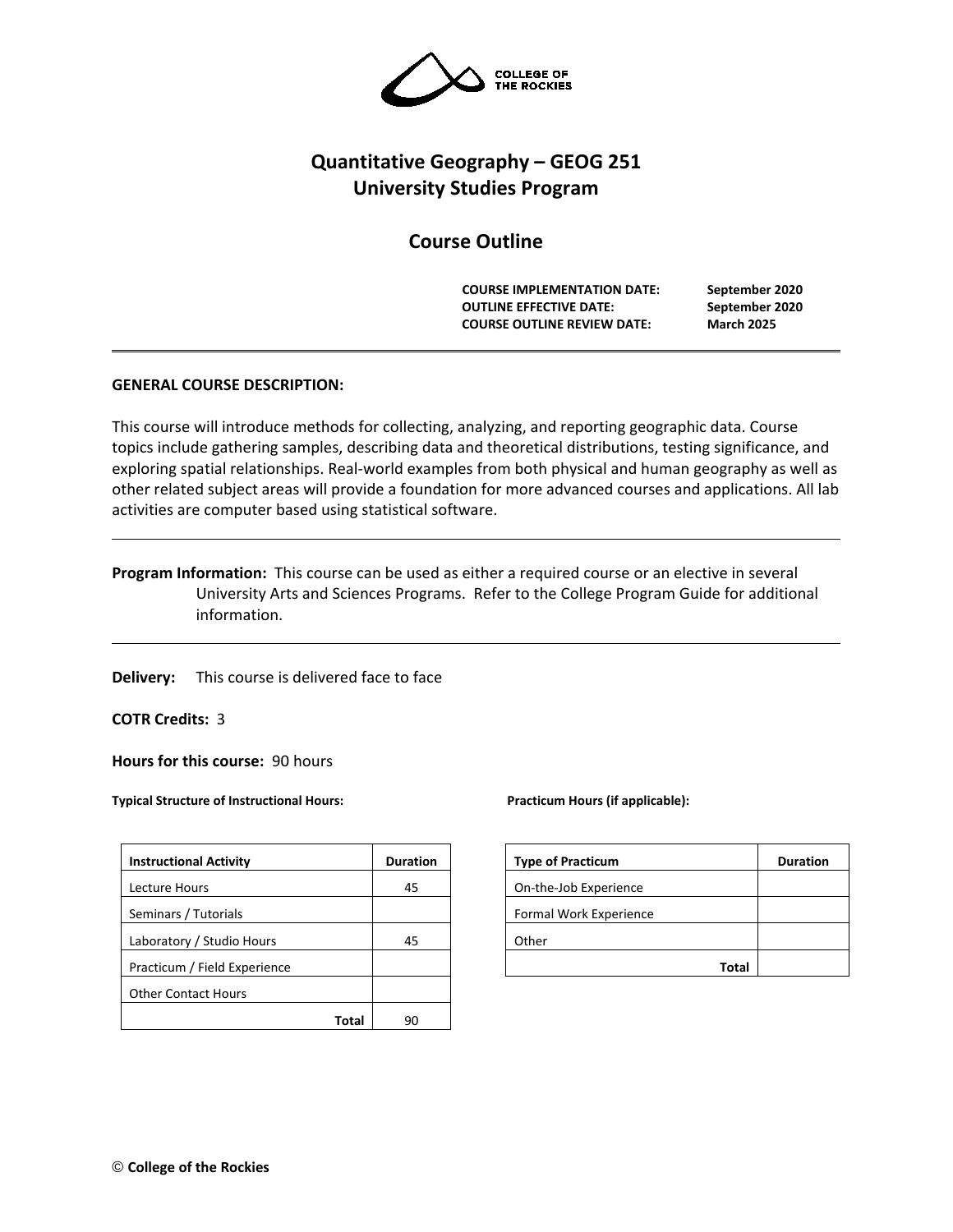COLLEGE OF THE ROCKIES

# Quantitative Geography – GEOG 251
## University Studies Program

## Course Outline

**COURSE IMPLEMENTATION DATE:** September 2020
**OUTLINE EFFECTIVE DATE:** September 2020
**COURSE OUTLINE REVIEW DATE:** March 2025

---

**GENERAL COURSE DESCRIPTION:**

This course will introduce methods for collecting, analyzing, and reporting geographic data. Course topics include gathering samples, describing data and theoretical distributions, testing significance, and exploring spatial relationships. Real-world examples from both physical and human geography as well as other related subject areas will provide a foundation for more advanced courses and applications. All lab activities are computer based using statistical software.

---

**Program Information:** This course can be used as either a required course or an elective in several University Arts and Sciences Programs. Refer to the College Program Guide for additional information.

---

**Delivery:** This course is delivered face to face

**COTR Credits:** 3

**Hours for this course:** 90 hours

**Typical Structure of Instructional Hours:**

| Instructional Activity | Duration |
|---|---|
| Lecture Hours | 45 |
| Seminars / Tutorials | |
| Laboratory / Studio Hours | 45 |
| Practicum / Field Experience | |
| Other Contact Hours | |
| **Total** | 90 |

**Practicum Hours (if applicable):**

| Type of Practicum | Duration |
|---|---|
| On-the-Job Experience | |
| Formal Work Experience | |
| Other | |
| **Total** | |

© **College of the Rockies**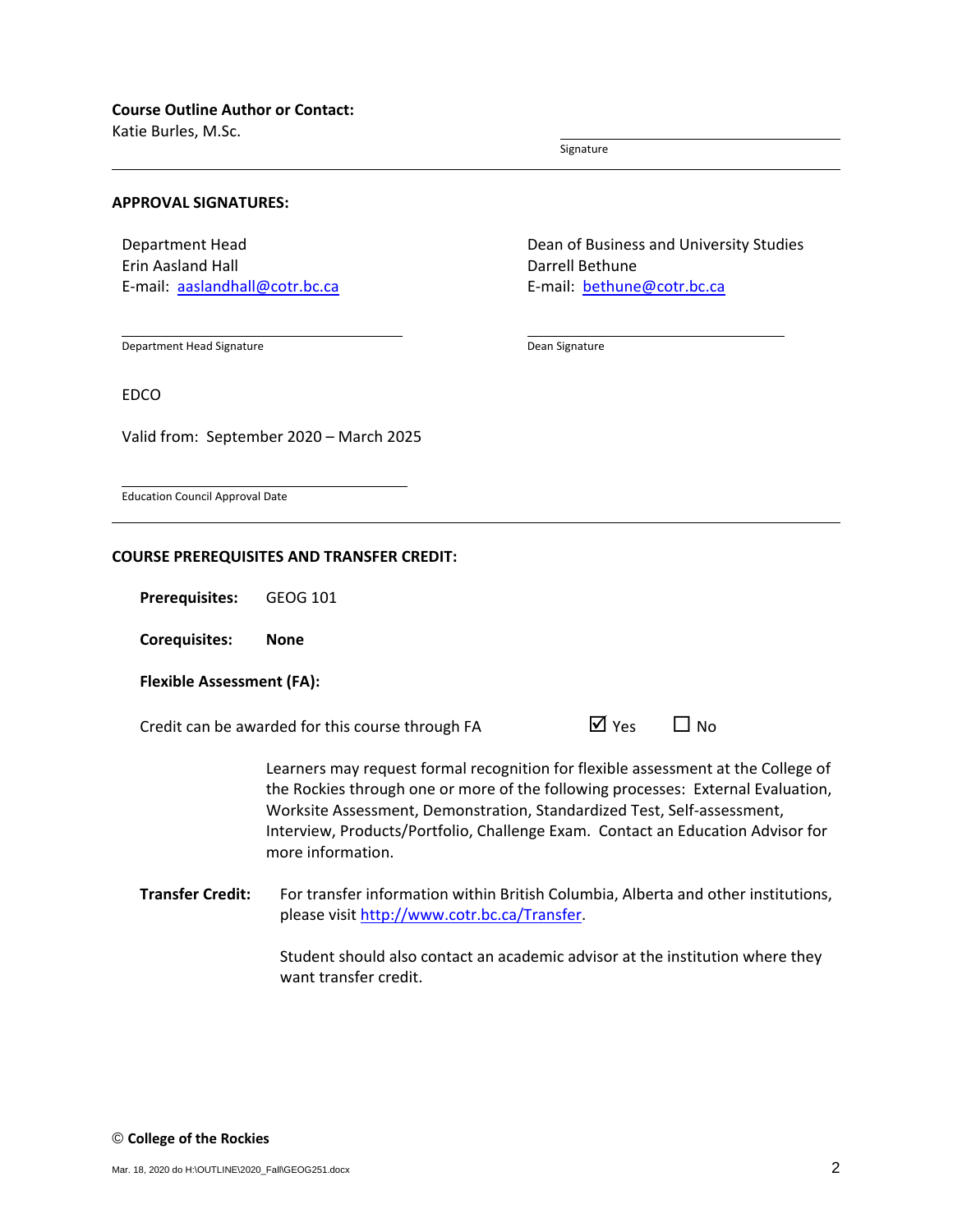**Course Outline Author or Contact:**
Katie Burles, M.Sc.

Signature

---

**APPROVAL SIGNATURES:**

Department Head
Erin Aasland Hall
E-mail: aaslandhall@cotr.bc.ca

Department Head Signature

Dean of Business and University Studies
Darrell Bethune
E-mail: bethune@cotr.bc.ca

Dean Signature

EDCO

Valid from: September 2020 – March 2025

Education Council Approval Date

---

**COURSE PREREQUISITES AND TRANSFER CREDIT:**

**Prerequisites:** GEOG 101

**Corequisites:** **None**

**Flexible Assessment (FA):**

Credit can be awarded for this course through FA ☑ Yes ☐ No

Learners may request formal recognition for flexible assessment at the College of the Rockies through one or more of the following processes: External Evaluation, Worksite Assessment, Demonstration, Standardized Test, Self-assessment, Interview, Products/Portfolio, Challenge Exam. Contact an Education Advisor for more information.

**Transfer Credit:** For transfer information within British Columbia, Alberta and other institutions, please visit http://www.cotr.bc.ca/Transfer.

Student should also contact an academic advisor at the institution where they want transfer credit.

© **College of the Rockies**

Mar. 18, 2020 do H:\OUTLINE\2020_Fall\GEOG251.docx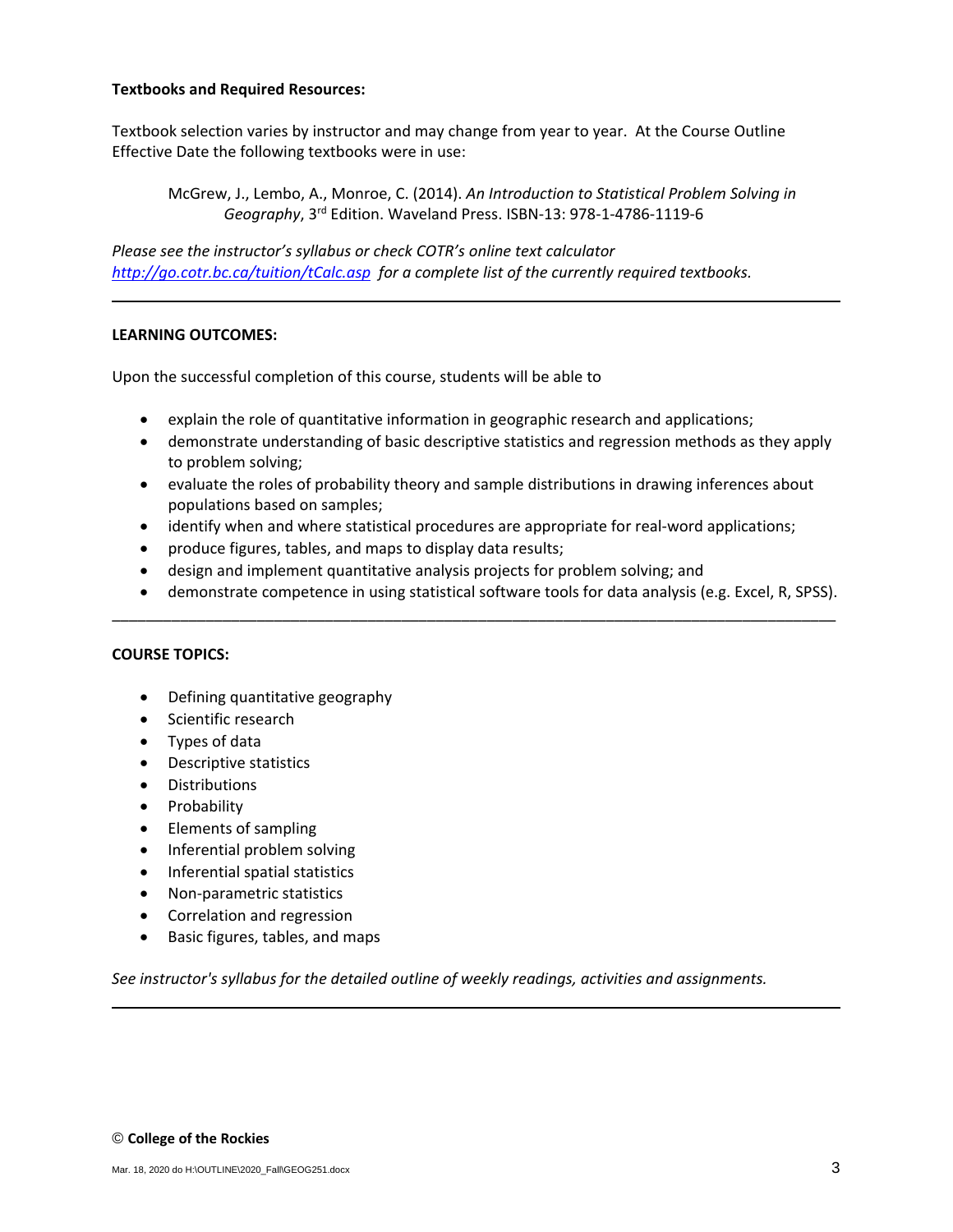**Textbooks and Required Resources:**

Textbook selection varies by instructor and may change from year to year. At the Course Outline Effective Date the following textbooks were in use:

> McGrew, J., Lembo, A., Monroe, C. (2014). *An Introduction to Statistical Problem Solving in Geography*, 3rd Edition. Waveland Press. ISBN-13: 978-1-4786-1119-6

*Please see the instructor's syllabus or check COTR's online text calculator [http://go.cotr.bc.ca/tuition/tCalc.asp](http://go.cotr.bc.ca/tuition/tCalc.asp) for a complete list of the currently required textbooks.*

---

**LEARNING OUTCOMES:**

Upon the successful completion of this course, students will be able to

- explain the role of quantitative information in geographic research and applications;
- demonstrate understanding of basic descriptive statistics and regression methods as they apply to problem solving;
- evaluate the roles of probability theory and sample distributions in drawing inferences about populations based on samples;
- identify when and where statistical procedures are appropriate for real-word applications;
- produce figures, tables, and maps to display data results;
- design and implement quantitative analysis projects for problem solving; and
- demonstrate competence in using statistical software tools for data analysis (e.g. Excel, R, SPSS).

---

**COURSE TOPICS:**

- Defining quantitative geography
- Scientific research
- Types of data
- Descriptive statistics
- Distributions
- Probability
- Elements of sampling
- Inferential problem solving
- Inferential spatial statistics
- Non-parametric statistics
- Correlation and regression
- Basic figures, tables, and maps

*See instructor's syllabus for the detailed outline of weekly readings, activities and assignments.*

---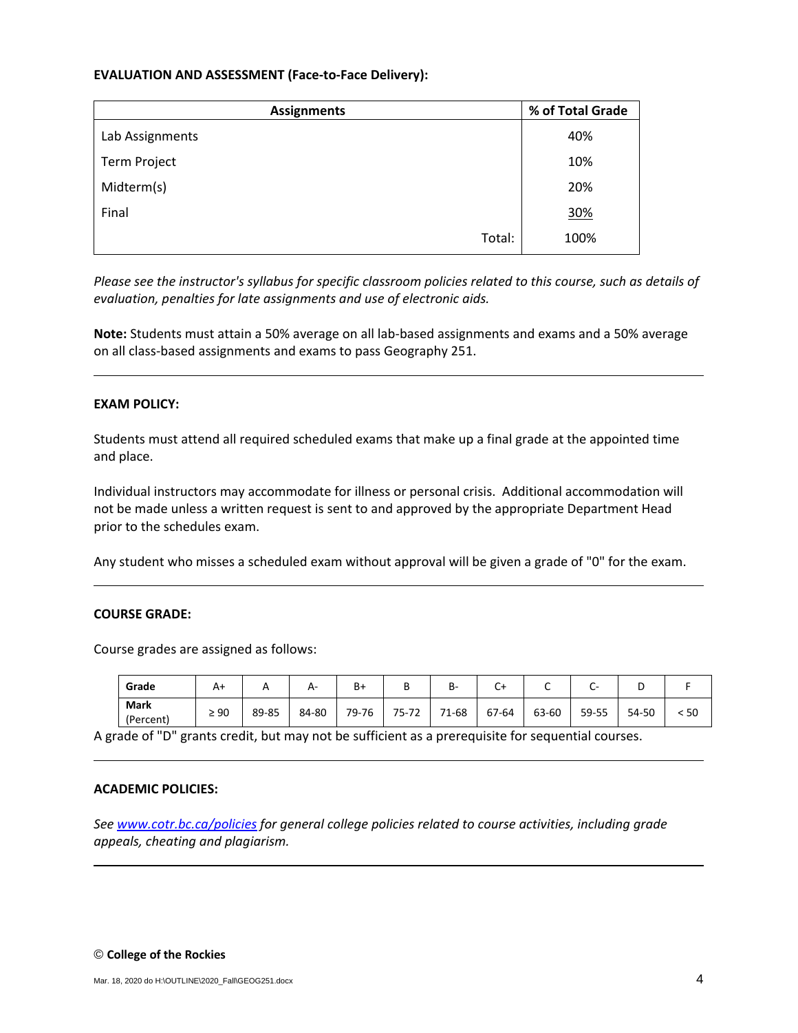**EVALUATION AND ASSESSMENT (Face-to-Face Delivery):**

| Assignments | % of Total Grade |
|---|---|
| Lab Assignments | 40% |
| Term Project | 10% |
| Midterm(s) | 20% |
| Final | 30% |
| Total: | 100% |

*Please see the instructor's syllabus for specific classroom policies related to this course, such as details of evaluation, penalties for late assignments and use of electronic aids.*

**Note:** Students must attain a 50% average on all lab-based assignments and exams and a 50% average on all class-based assignments and exams to pass Geography 251.

---

**EXAM POLICY:**

Students must attend all required scheduled exams that make up a final grade at the appointed time and place.

Individual instructors may accommodate for illness or personal crisis. Additional accommodation will not be made unless a written request is sent to and approved by the appropriate Department Head prior to the schedules exam.

Any student who misses a scheduled exam without approval will be given a grade of "0" for the exam.

---

**COURSE GRADE:**

Course grades are assigned as follows:

| **Grade** | A+ | A | A- | B+ | B | B- | C+ | C | C- | D | F |
|---|---|---|---|---|---|---|---|---|---|---|---|
| **Mark** (Percent) | ≥ 90 | 89-85 | 84-80 | 79-76 | 75-72 | 71-68 | 67-64 | 63-60 | 59-55 | 54-50 | < 50 |

A grade of "D" grants credit, but may not be sufficient as a prerequisite for sequential courses.

---

**ACADEMIC POLICIES:**

*See [www.cotr.bc.ca/policies](www.cotr.bc.ca/policies) for general college policies related to course activities, including grade appeals, cheating and plagiarism.*

---

© **College of the Rockies**

Mar. 18, 2020 do H:\OUTLINE\2020_Fall\GEOG251.docx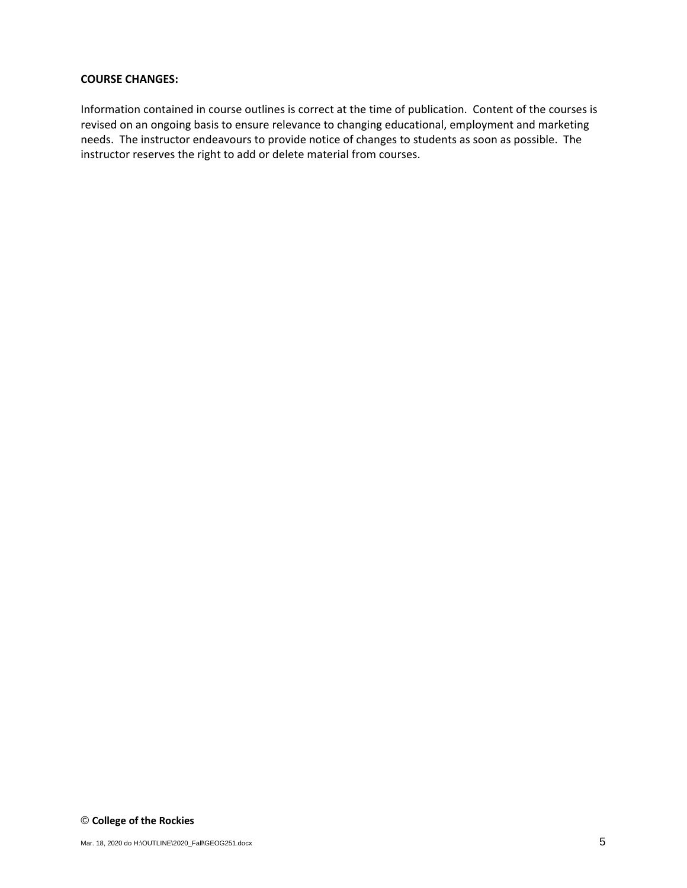**COURSE CHANGES:**

Information contained in course outlines is correct at the time of publication. Content of the courses is revised on an ongoing basis to ensure relevance to changing educational, employment and marketing needs. The instructor endeavours to provide notice of changes to students as soon as possible. The instructor reserves the right to add or delete material from courses.